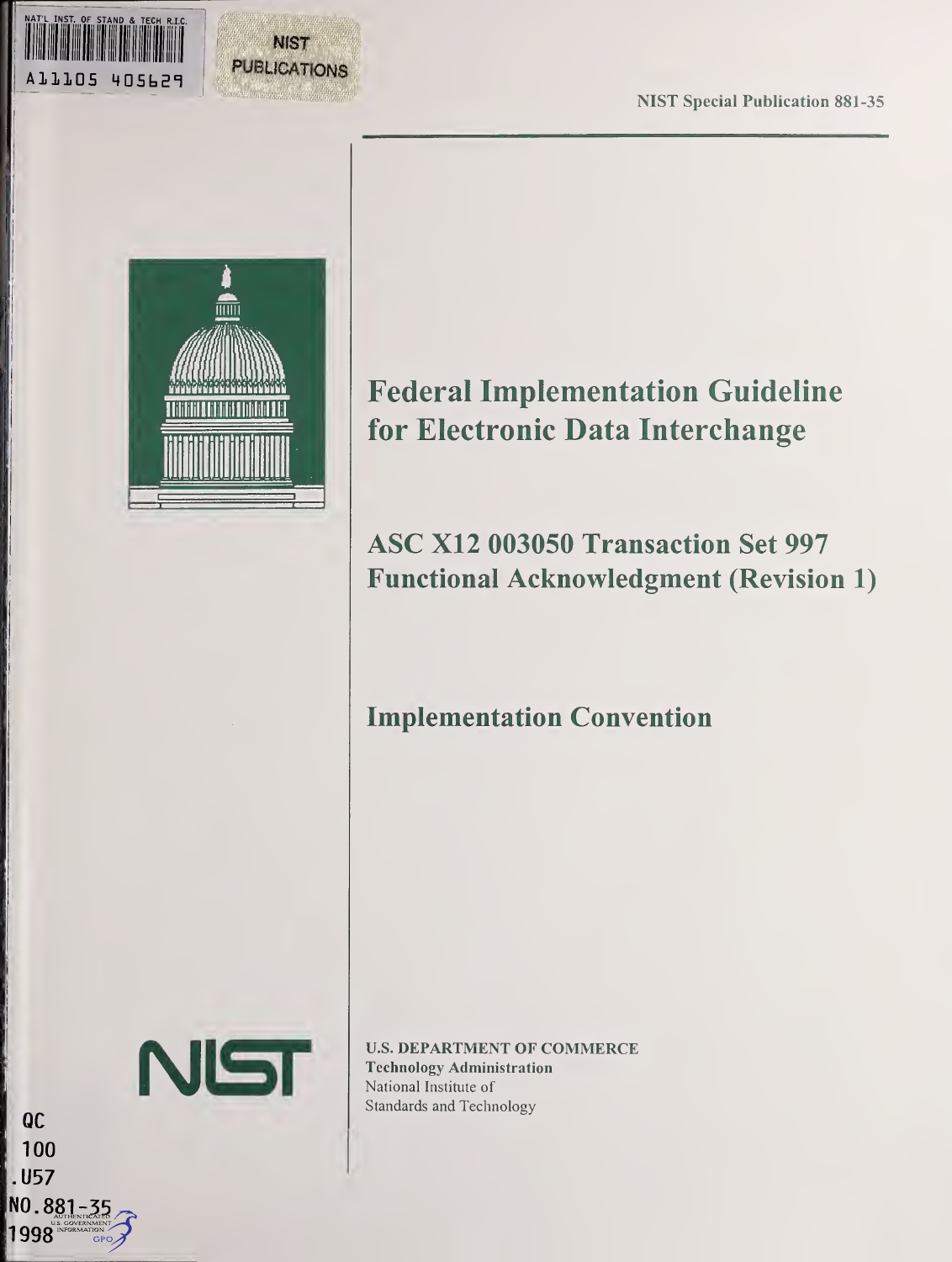NAT'L INST. OF STAND & TECH R.I.C.

A11105 405629

NIST PUBLICATIONS

NIST Special Publication 881-35

# Federal Implementation Guideline for Electronic Data Interchange

## ASC X12 003050 Transaction Set 997 Functional Acknowledgment (Revision 1)

## Implementation Convention

NIST

U.S. DEPARTMENT OF COMMERCE
Technology Administration
National Institute of
Standards and Technology

QC
100
.U57
NO.881-35
1998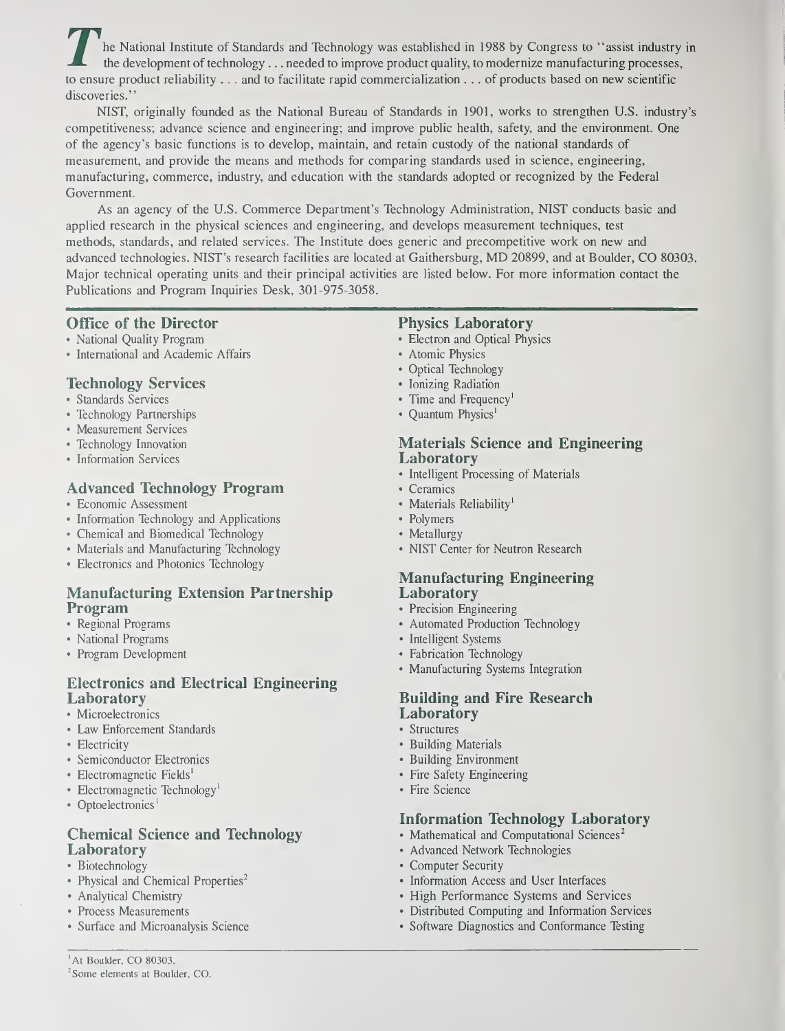The National Institute of Standards and Technology was established in 1988 by Congress to "assist industry in the development of technology . . . needed to improve product quality, to modernize manufacturing processes, to ensure product reliability . . . and to facilitate rapid commercialization . . . of products based on new scientific discoveries."

NIST, originally founded as the National Bureau of Standards in 1901, works to strengthen U.S. industry's competitiveness; advance science and engineering; and improve public health, safety, and the environment. One of the agency's basic functions is to develop, maintain, and retain custody of the national standards of measurement, and provide the means and methods for comparing standards used in science, engineering, manufacturing, commerce, industry, and education with the standards adopted or recognized by the Federal Government.

As an agency of the U.S. Commerce Department's Technology Administration, NIST conducts basic and applied research in the physical sciences and engineering, and develops measurement techniques, test methods, standards, and related services. The Institute does generic and precompetitive work on new and advanced technologies. NIST's research facilities are located at Gaithersburg, MD 20899, and at Boulder, CO 80303. Major technical operating units and their principal activities are listed below. For more information contact the Publications and Program Inquiries Desk, 301-975-3058.

### Office of the Director
- National Quality Program
- International and Academic Affairs

### Technology Services
- Standards Services
- Technology Partnerships
- Measurement Services
- Technology Innovation
- Information Services

### Advanced Technology Program
- Economic Assessment
- Information Technology and Applications
- Chemical and Biomedical Technology
- Materials and Manufacturing Technology
- Electronics and Photonics Technology

### Manufacturing Extension Partnership Program
- Regional Programs
- National Programs
- Program Development

### Electronics and Electrical Engineering Laboratory
- Microelectronics
- Law Enforcement Standards
- Electricity
- Semiconductor Electronics
- Electromagnetic Fields[1]
- Electromagnetic Technology[1]
- Optoelectronics[1]

### Chemical Science and Technology Laboratory
- Biotechnology
- Physical and Chemical Properties[2]
- Analytical Chemistry
- Process Measurements
- Surface and Microanalysis Science

### Physics Laboratory
- Electron and Optical Physics
- Atomic Physics
- Optical Technology
- Ionizing Radiation
- Time and Frequency[1]
- Quantum Physics[1]

### Materials Science and Engineering Laboratory
- Intelligent Processing of Materials
- Ceramics
- Materials Reliability[1]
- Polymers
- Metallurgy
- NIST Center for Neutron Research

### Manufacturing Engineering Laboratory
- Precision Engineering
- Automated Production Technology
- Intelligent Systems
- Fabrication Technology
- Manufacturing Systems Integration

### Building and Fire Research Laboratory
- Structures
- Building Materials
- Building Environment
- Fire Safety Engineering
- Fire Science

### Information Technology Laboratory
- Mathematical and Computational Sciences[2]
- Advanced Network Technologies
- Computer Security
- Information Access and User Interfaces
- High Performance Systems and Services
- Distributed Computing and Information Services
- Software Diagnostics and Conformance Testing

[1] At Boulder, CO 80303.
[2] Some elements at Boulder, CO.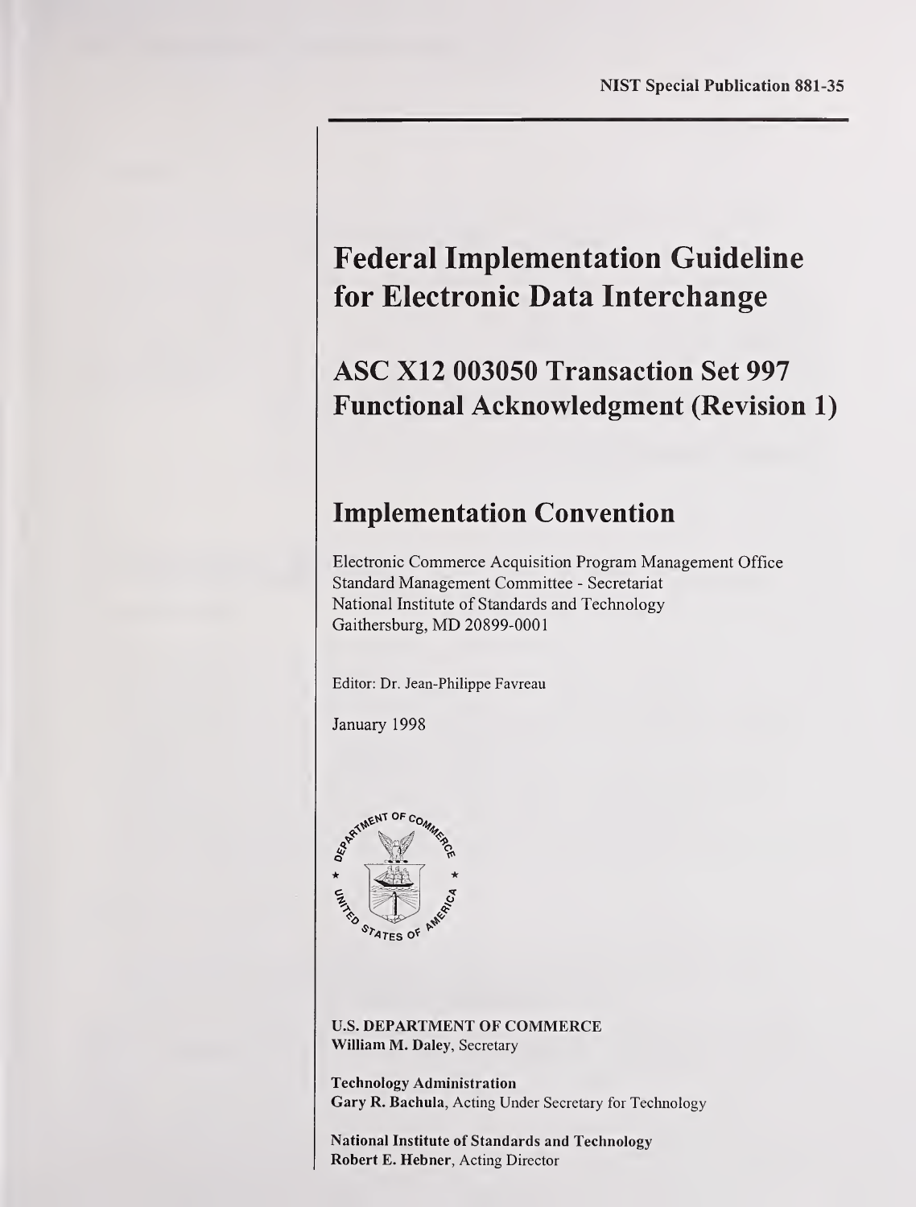NIST Special Publication 881-35

# Federal Implementation Guideline for Electronic Data Interchange

## ASC X12 003050 Transaction Set 997 Functional Acknowledgment (Revision 1)

## Implementation Convention

Electronic Commerce Acquisition Program Management Office
Standard Management Committee - Secretariat
National Institute of Standards and Technology
Gaithersburg, MD 20899-0001

Editor: Dr. Jean-Philippe Favreau

January 1998

**U.S. DEPARTMENT OF COMMERCE**
**William M. Daley**, Secretary

**Technology Administration**
**Gary R. Bachula**, Acting Under Secretary for Technology

**National Institute of Standards and Technology**
**Robert E. Hebner**, Acting Director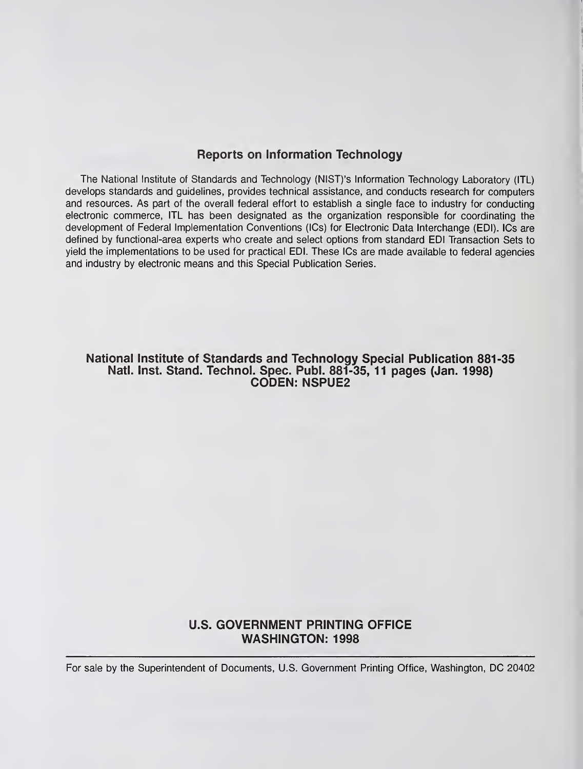## Reports on Information Technology

The National Institute of Standards and Technology (NIST)'s Information Technology Laboratory (ITL) develops standards and guidelines, provides technical assistance, and conducts research for computers and resources. As part of the overall federal effort to establish a single face to industry for conducting electronic commerce, ITL has been designated as the organization responsible for coordinating the development of Federal Implementation Conventions (ICs) for Electronic Data Interchange (EDI). ICs are defined by functional-area experts who create and select options from standard EDI Transaction Sets to yield the implementations to be used for practical EDI. These ICs are made available to federal agencies and industry by electronic means and this Special Publication Series.

**National Institute of Standards and Technology Special Publication 881-35**
**Natl. Inst. Stand. Technol. Spec. Publ. 881-35, 11 pages (Jan. 1998)**
**CODEN: NSPUE2**

**U.S. GOVERNMENT PRINTING OFFICE**
**WASHINGTON: 1998**

For sale by the Superintendent of Documents, U.S. Government Printing Office, Washington, DC 20402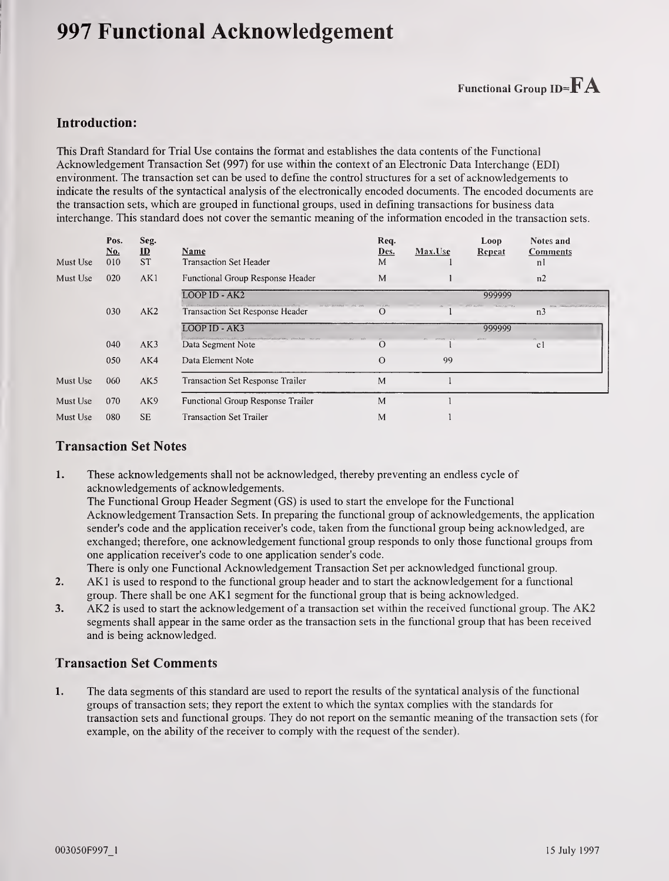# 997 Functional Acknowledgement

Functional Group ID=**FA**

## Introduction:

This Draft Standard for Trial Use contains the format and establishes the data contents of the Functional Acknowledgement Transaction Set (997) for use within the context of an Electronic Data Interchange (EDI) environment. The transaction set can be used to define the control structures for a set of acknowledgements to indicate the results of the syntactical analysis of the electronically encoded documents. The encoded documents are the transaction sets, which are grouped in functional groups, used in defining transactions for business data interchange. This standard does not cover the semantic meaning of the information encoded in the transaction sets.

| | Pos. No. | Seg. ID | Name | Req. Des. | Max.Use | Loop Repeat | Notes and Comments |
|---|---|---|---|---|---|---|---|
| Must Use | 010 | ST | Transaction Set Header | M | 1 | | n1 |
| Must Use | 020 | AK1 | Functional Group Response Header | M | 1 | | n2 |
| | | | LOOP ID - AK2 | | | 999999 | |
| | 030 | AK2 | Transaction Set Response Header | O | 1 | | n3 |
| | | | LOOP ID - AK3 | | | 999999 | |
| | 040 | AK3 | Data Segment Note | O | 1 | | c1 |
| | 050 | AK4 | Data Element Note | O | 99 | | |
| Must Use | 060 | AK5 | Transaction Set Response Trailer | M | 1 | | |
| Must Use | 070 | AK9 | Functional Group Response Trailer | M | 1 | | |
| Must Use | 080 | SE | Transaction Set Trailer | M | 1 | | |

## Transaction Set Notes

1. These acknowledgements shall not be acknowledged, thereby preventing an endless cycle of acknowledgements of acknowledgements.
   The Functional Group Header Segment (GS) is used to start the envelope for the Functional Acknowledgement Transaction Sets. In preparing the functional group of acknowledgements, the application sender's code and the application receiver's code, taken from the functional group being acknowledged, are exchanged; therefore, one acknowledgement functional group responds to only those functional groups from one application receiver's code to one application sender's code.
   There is only one Functional Acknowledgement Transaction Set per acknowledged functional group.
2. AK1 is used to respond to the functional group header and to start the acknowledgement for a functional group. There shall be one AK1 segment for the functional group that is being acknowledged.
3. AK2 is used to start the acknowledgement of a transaction set within the received functional group. The AK2 segments shall appear in the same order as the transaction sets in the functional group that has been received and is being acknowledged.

## Transaction Set Comments

1. The data segments of this standard are used to report the results of the syntatical analysis of the functional groups of transaction sets; they report the extent to which the syntax complies with the standards for transaction sets and functional groups. They do not report on the semantic meaning of the transaction sets (for example, on the ability of the receiver to comply with the request of the sender).

003050F997_1 15 July 1997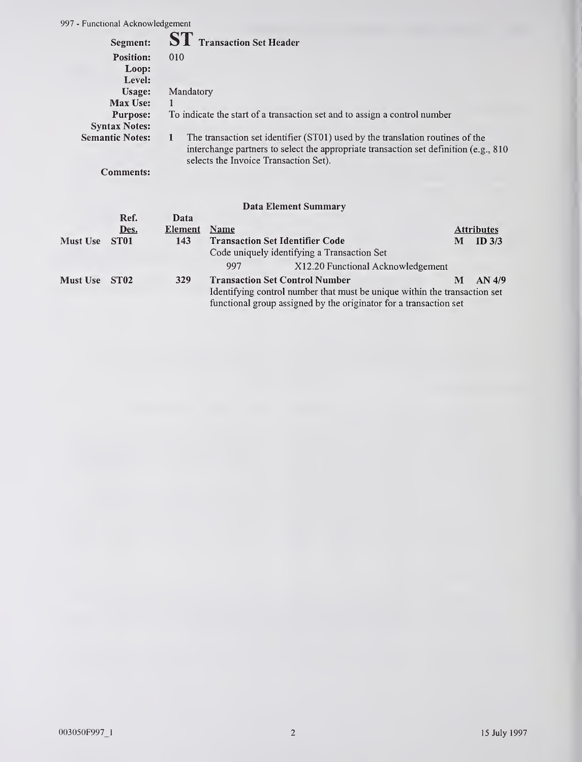**Segment:** **ST** Transaction Set Header

**Position:** 010

**Loop:**

**Level:**

**Usage:** Mandatory

**Max Use:** 1

**Purpose:** To indicate the start of a transaction set and to assign a control number

**Syntax Notes:**

**Semantic Notes:** 1 The transaction set identifier (ST01) used by the translation routines of the interchange partners to select the appropriate transaction set definition (e.g., 810 selects the Invoice Transaction Set).

**Comments:**

### Data Element Summary

| | Ref. Des. | Data Element | Name | Attributes |
|---|---|---|---|---|
| **Must Use** | **ST01** | **143** | **Transaction Set Identifier Code**<br>Code uniquely identifying a Transaction Set<br>997 X12.20 Functional Acknowledgement | **M ID 3/3** |
| **Must Use** | **ST02** | **329** | **Transaction Set Control Number**<br>Identifying control number that must be unique within the transaction set functional group assigned by the originator for a transaction set | **M AN 4/9** |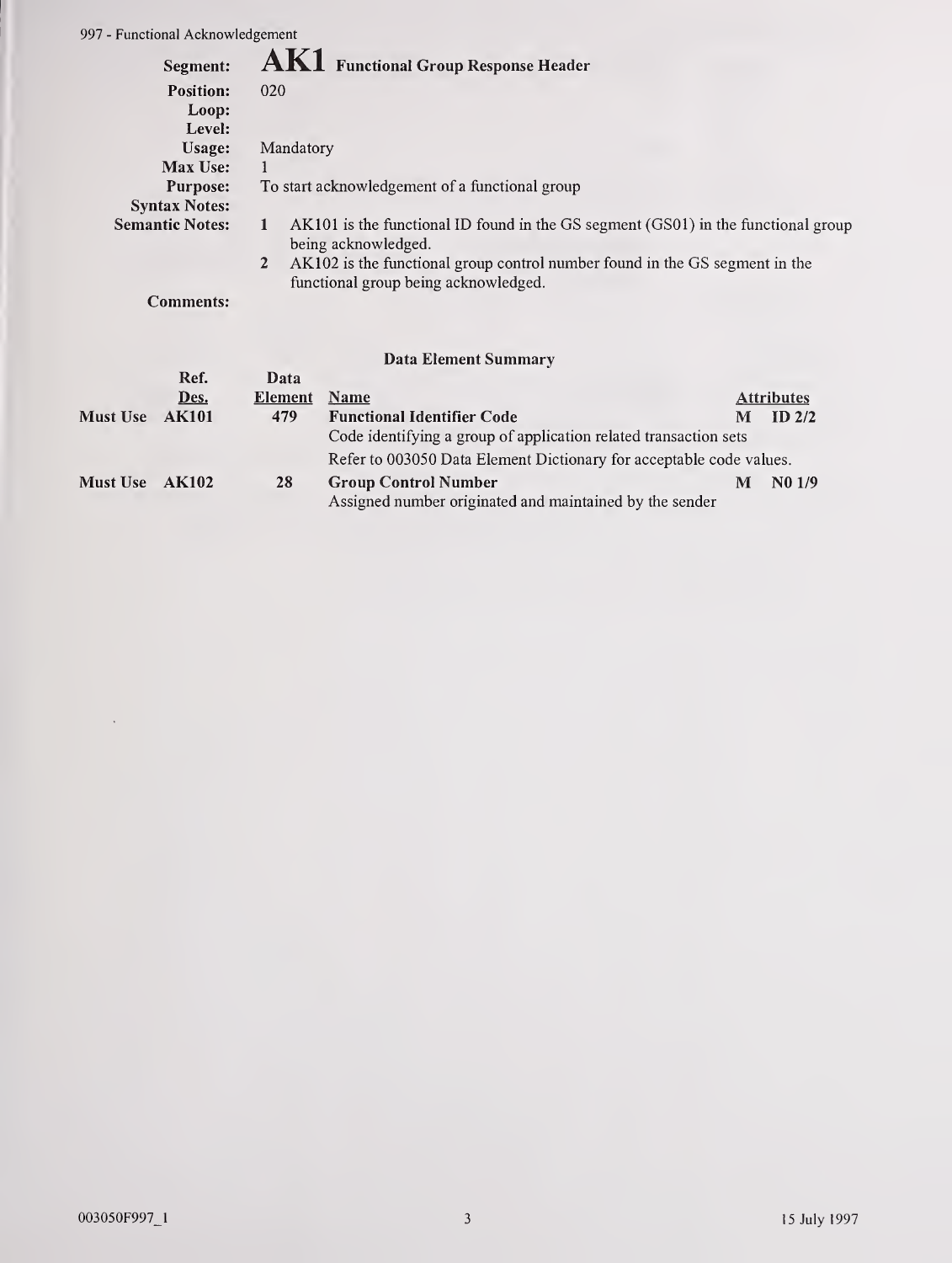# AK1 Functional Group Response Header

**Segment:** AK1 Functional Group Response Header
**Position:** 020
**Loop:**
**Level:**
**Usage:** Mandatory
**Max Use:** 1
**Purpose:** To start acknowledgement of a functional group
**Syntax Notes:**
**Semantic Notes:**
1. AK101 is the functional ID found in the GS segment (GS01) in the functional group being acknowledged.
2. AK102 is the functional group control number found in the GS segment in the functional group being acknowledged.

**Comments:**

### Data Element Summary

| | Ref. Des. | Data Element | Name | | Attributes |
|---|---|---|---|---|---|
| Must Use | AK101 | 479 | **Functional Identifier Code**<br>Code identifying a group of application related transaction sets<br>Refer to 003050 Data Element Dictionary for acceptable code values. | M | ID 2/2 |
| Must Use | AK102 | 28 | **Group Control Number**<br>Assigned number originated and maintained by the sender | M | N0 1/9 |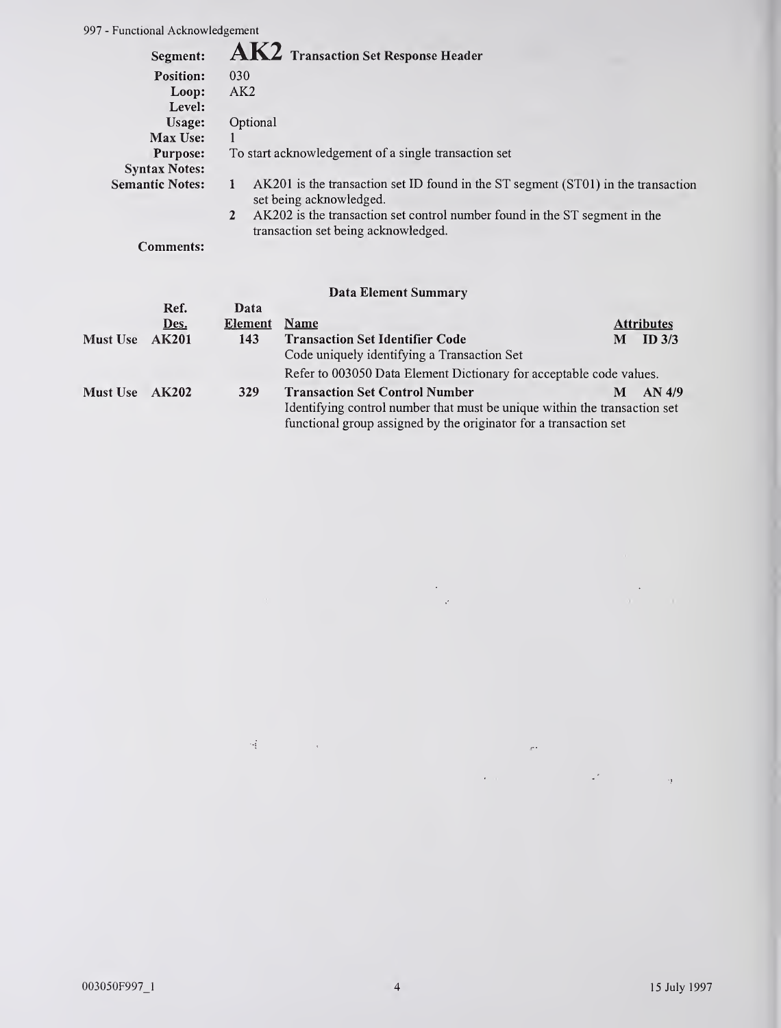## AK2 Transaction Set Response Header

**Segment:** AK2 Transaction Set Response Header
**Position:** 030
**Loop:** AK2
**Level:**
**Usage:** Optional
**Max Use:** 1
**Purpose:** To start acknowledgement of a single transaction set
**Syntax Notes:**
**Semantic Notes:**
1. AK201 is the transaction set ID found in the ST segment (ST01) in the transaction set being acknowledged.
2. AK202 is the transaction set control number found in the ST segment in the transaction set being acknowledged.

**Comments:**

### Data Element Summary

| | Ref. Des. | Data Element | Name | | Attributes |
|---|---|---|---|---|---|
| Must Use | AK201 | 143 | **Transaction Set Identifier Code**<br>Code uniquely identifying a Transaction Set<br>Refer to 003050 Data Element Dictionary for acceptable code values. | M | ID 3/3 |
| Must Use | AK202 | 329 | **Transaction Set Control Number**<br>Identifying control number that must be unique within the transaction set functional group assigned by the originator for a transaction set | M | AN 4/9 |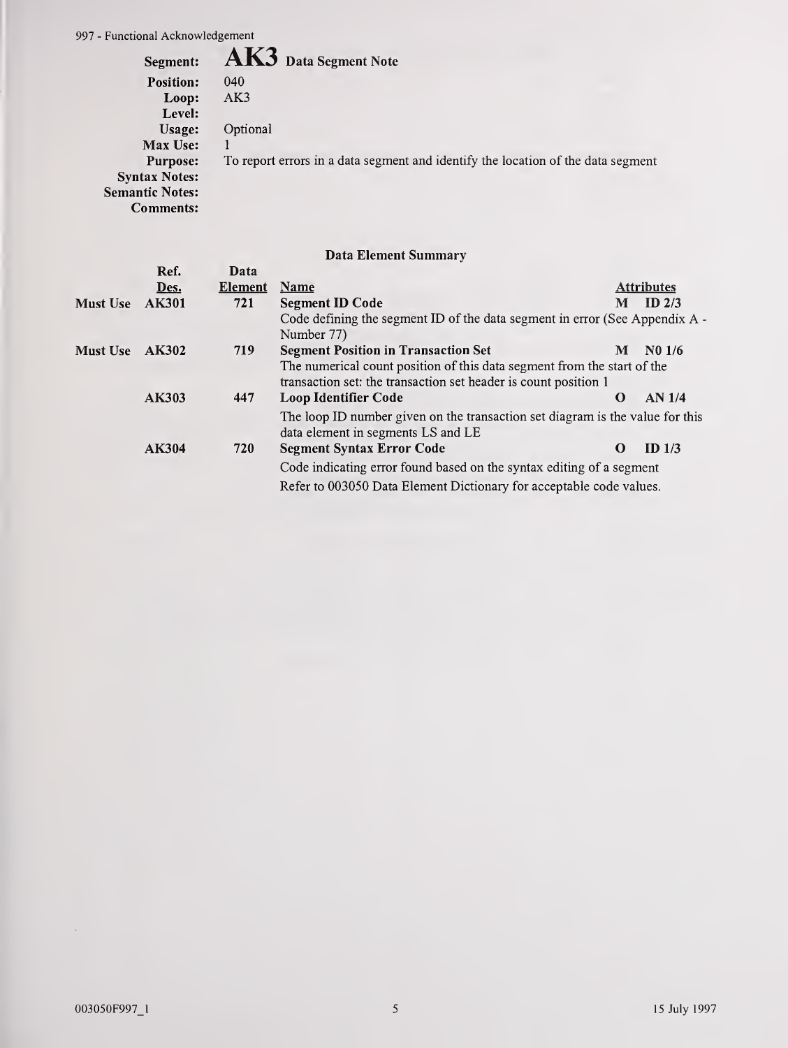## Segment: AK3 Data Segment Note

**Position:** 040
**Loop:** AK3
**Level:**
**Usage:** Optional
**Max Use:** 1
**Purpose:** To report errors in a data segment and identify the location of the data segment
**Syntax Notes:**
**Semantic Notes:**
**Comments:**

### Data Element Summary

| | Ref. Des. | Data Element | Name | | Attributes |
|---|---|---|---|---|---|
| Must Use | AK301 | 721 | **Segment ID Code** | M | ID 2/3 |
| | | | Code defining the segment ID of the data segment in error (See Appendix A - Number 77) | | |
| Must Use | AK302 | 719 | **Segment Position in Transaction Set** | M | N0 1/6 |
| | | | The numerical count position of this data segment from the start of the transaction set: the transaction set header is count position 1 | | |
| | AK303 | 447 | **Loop Identifier Code** | O | AN 1/4 |
| | | | The loop ID number given on the transaction set diagram is the value for this data element in segments LS and LE | | |
| | AK304 | 720 | **Segment Syntax Error Code** | O | ID 1/3 |
| | | | Code indicating error found based on the syntax editing of a segment<br>Refer to 003050 Data Element Dictionary for acceptable code values. | | |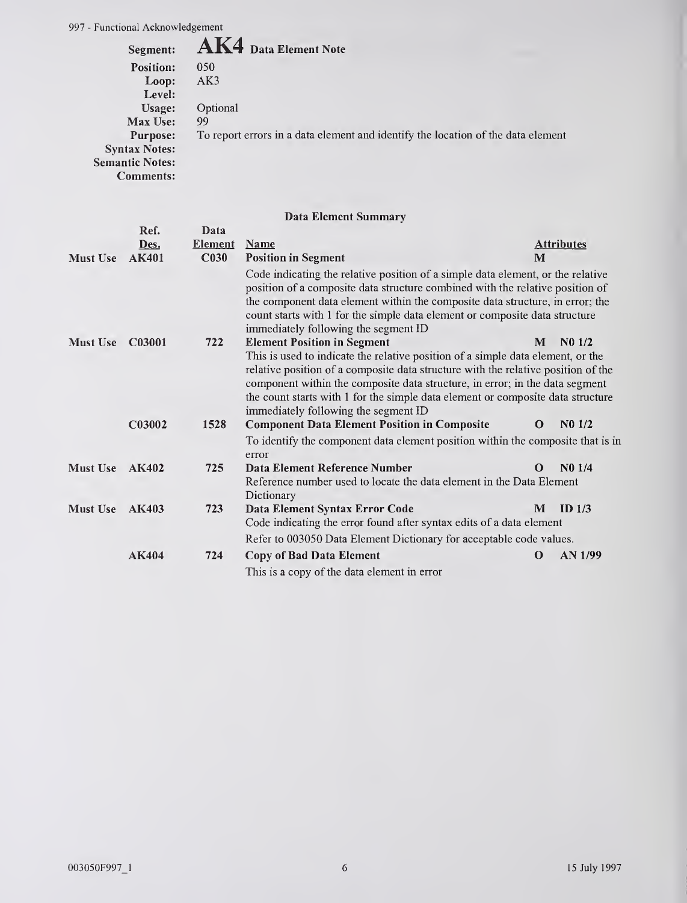# AK4 Data Element Note

**Segment:** AK4 Data Element Note
**Position:** 050
**Loop:** AK3
**Level:**
**Usage:** Optional
**Max Use:** 99
**Purpose:** To report errors in a data element and identify the location of the data element
**Syntax Notes:**
**Semantic Notes:**
**Comments:**

### Data Element Summary

| | Ref. Des. | Data Element | Name | Attributes | |
|---|---|---|---|---|---|
| Must Use | **AK401** | **C030** | **Position in Segment**<br>Code indicating the relative position of a simple data element, or the relative position of a composite data structure combined with the relative position of the component data element within the composite data structure, in error; the count starts with 1 for the simple data element or composite data structure immediately following the segment ID | **M** | |
| Must Use | **C03001** | **722** | **Element Position in Segment**<br>This is used to indicate the relative position of a simple data element, or the relative position of a composite data structure with the relative position of the component within the composite data structure, in error; in the data segment the count starts with 1 for the simple data element or composite data structure immediately following the segment ID | **M** | **N0 1/2** |
| | **C03002** | **1528** | **Component Data Element Position in Composite**<br>To identify the component data element position within the composite that is in error | **O** | **N0 1/2** |
| Must Use | **AK402** | **725** | **Data Element Reference Number**<br>Reference number used to locate the data element in the Data Element Dictionary | **O** | **N0 1/4** |
| Must Use | **AK403** | **723** | **Data Element Syntax Error Code**<br>Code indicating the error found after syntax edits of a data element<br>Refer to 003050 Data Element Dictionary for acceptable code values. | **M** | **ID 1/3** |
| | **AK404** | **724** | **Copy of Bad Data Element**<br>This is a copy of the data element in error | **O** | **AN 1/99** |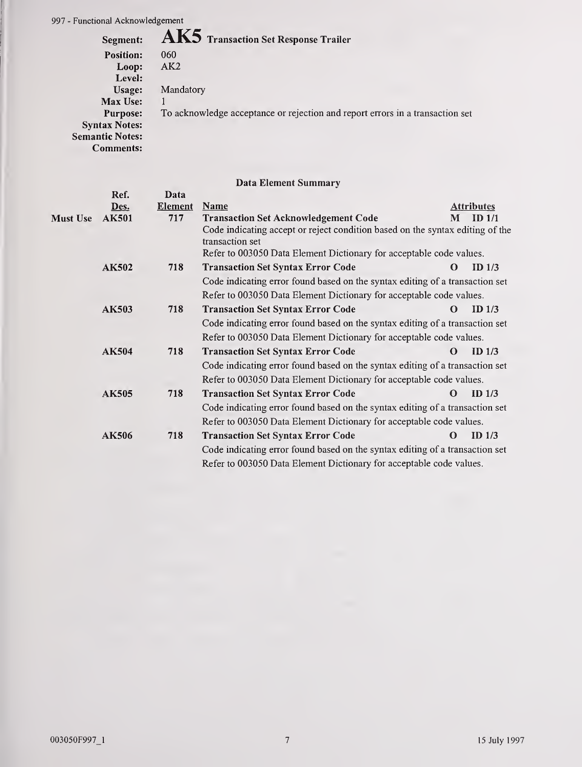**Segment:** **AK5** Transaction Set Response Trailer
**Position:** 060
**Loop:** AK2
**Level:**
**Usage:** Mandatory
**Max Use:** 1
**Purpose:** To acknowledge acceptance or rejection and report errors in a transaction set
**Syntax Notes:**
**Semantic Notes:**
**Comments:**

### Data Element Summary

| | Ref. Des. | Data Element | Name | Attributes | | |
|---|---|---|---|---|---|---|
| Must Use | **AK501** | **717** | **Transaction Set Acknowledgement Code** | **M** | **ID** | **1/1** |
| | | | Code indicating accept or reject condition based on the syntax editing of the transaction set<br>Refer to 003050 Data Element Dictionary for acceptable code values. | | | |
| | **AK502** | **718** | **Transaction Set Syntax Error Code** | **O** | **ID** | **1/3** |
| | | | Code indicating error found based on the syntax editing of a transaction set<br>Refer to 003050 Data Element Dictionary for acceptable code values. | | | |
| | **AK503** | **718** | **Transaction Set Syntax Error Code** | **O** | **ID** | **1/3** |
| | | | Code indicating error found based on the syntax editing of a transaction set<br>Refer to 003050 Data Element Dictionary for acceptable code values. | | | |
| | **AK504** | **718** | **Transaction Set Syntax Error Code** | **O** | **ID** | **1/3** |
| | | | Code indicating error found based on the syntax editing of a transaction set<br>Refer to 003050 Data Element Dictionary for acceptable code values. | | | |
| | **AK505** | **718** | **Transaction Set Syntax Error Code** | **O** | **ID** | **1/3** |
| | | | Code indicating error found based on the syntax editing of a transaction set<br>Refer to 003050 Data Element Dictionary for acceptable code values. | | | |
| | **AK506** | **718** | **Transaction Set Syntax Error Code** | **O** | **ID** | **1/3** |
| | | | Code indicating error found based on the syntax editing of a transaction set<br>Refer to 003050 Data Element Dictionary for acceptable code values. | | | |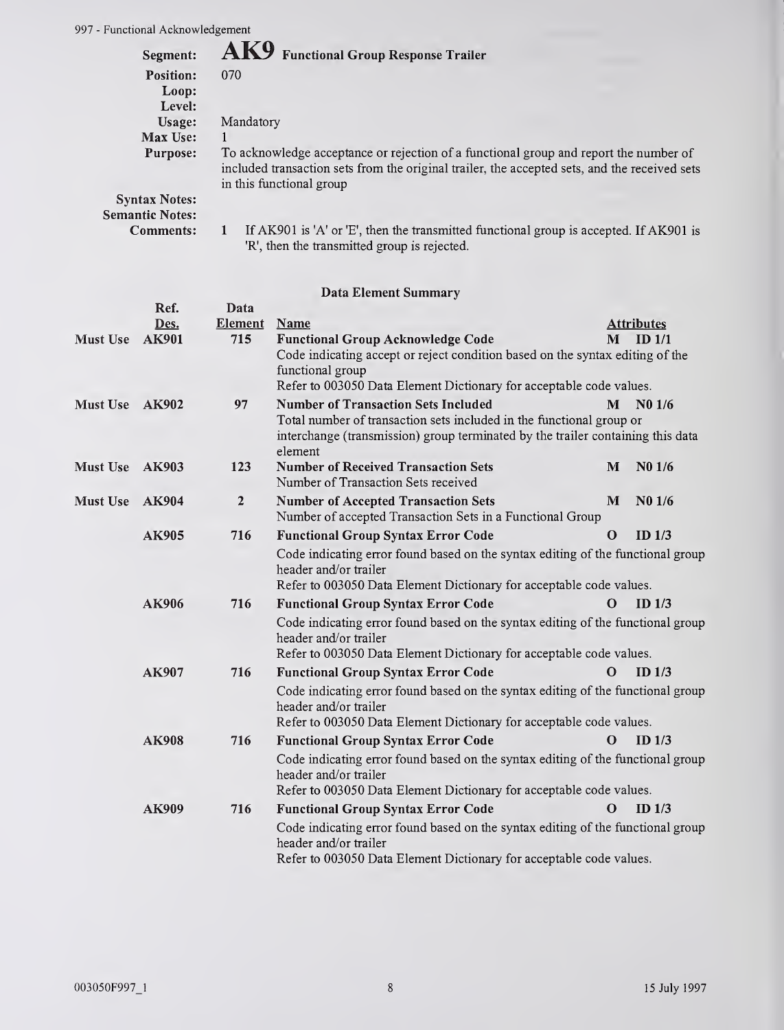Segment: **AK9** Functional Group Response Trailer

**Position:** 070

**Loop:**

**Level:**

**Usage:** Mandatory

**Max Use:** 1

**Purpose:** To acknowledge acceptance or rejection of a functional group and report the number of included transaction sets from the original trailer, the accepted sets, and the received sets in this functional group

**Syntax Notes:**

**Semantic Notes:**

**Comments:** 1 If AK901 is 'A' or 'E', then the transmitted functional group is accepted. If AK901 is 'R', then the transmitted group is rejected.

### Data Element Summary

| | Ref. Des. | Data Element | Name | Attributes | |
|---|---|---|---|---|---|
| Must Use | AK901 | 715 | **Functional Group Acknowledge Code**<br>Code indicating accept or reject condition based on the syntax editing of the functional group<br>Refer to 003050 Data Element Dictionary for acceptable code values. | M | ID 1/1 |
| Must Use | AK902 | 97 | **Number of Transaction Sets Included**<br>Total number of transaction sets included in the functional group or interchange (transmission) group terminated by the trailer containing this data element | M | N0 1/6 |
| Must Use | AK903 | 123 | **Number of Received Transaction Sets**<br>Number of Transaction Sets received | M | N0 1/6 |
| Must Use | AK904 | 2 | **Number of Accepted Transaction Sets**<br>Number of accepted Transaction Sets in a Functional Group | M | N0 1/6 |
| | AK905 | 716 | **Functional Group Syntax Error Code**<br>Code indicating error found based on the syntax editing of the functional group header and/or trailer<br>Refer to 003050 Data Element Dictionary for acceptable code values. | O | ID 1/3 |
| | AK906 | 716 | **Functional Group Syntax Error Code**<br>Code indicating error found based on the syntax editing of the functional group header and/or trailer<br>Refer to 003050 Data Element Dictionary for acceptable code values. | O | ID 1/3 |
| | AK907 | 716 | **Functional Group Syntax Error Code**<br>Code indicating error found based on the syntax editing of the functional group header and/or trailer<br>Refer to 003050 Data Element Dictionary for acceptable code values. | O | ID 1/3 |
| | AK908 | 716 | **Functional Group Syntax Error Code**<br>Code indicating error found based on the syntax editing of the functional group header and/or trailer<br>Refer to 003050 Data Element Dictionary for acceptable code values. | O | ID 1/3 |
| | AK909 | 716 | **Functional Group Syntax Error Code**<br>Code indicating error found based on the syntax editing of the functional group header and/or trailer<br>Refer to 003050 Data Element Dictionary for acceptable code values. | O | ID 1/3 |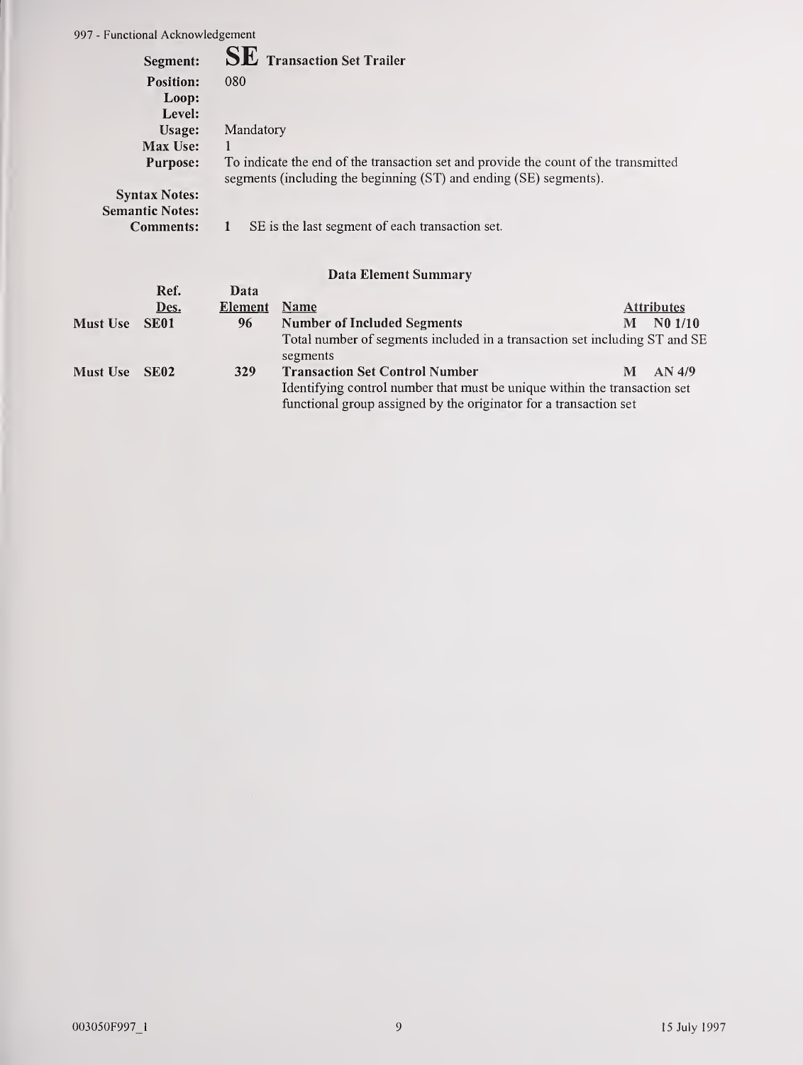**Segment:** **SE** Transaction Set Trailer

**Position:** 080

**Loop:**

**Level:**

**Usage:** Mandatory

**Max Use:** 1

**Purpose:** To indicate the end of the transaction set and provide the count of the transmitted segments (including the beginning (ST) and ending (SE) segments).

**Syntax Notes:**

**Semantic Notes:**

**Comments:** 1 SE is the last segment of each transaction set.

### Data Element Summary

| | Ref. Des. | Data Element | Name | Attributes |
|---|---|---|---|---|
| **Must Use** | **SE01** | **96** | **Number of Included Segments** | **M N0 1/10** |
| | | | Total number of segments included in a transaction set including ST and SE segments | |
| **Must Use** | **SE02** | **329** | **Transaction Set Control Number** | **M AN 4/9** |
| | | | Identifying control number that must be unique within the transaction set functional group assigned by the originator for a transaction set | |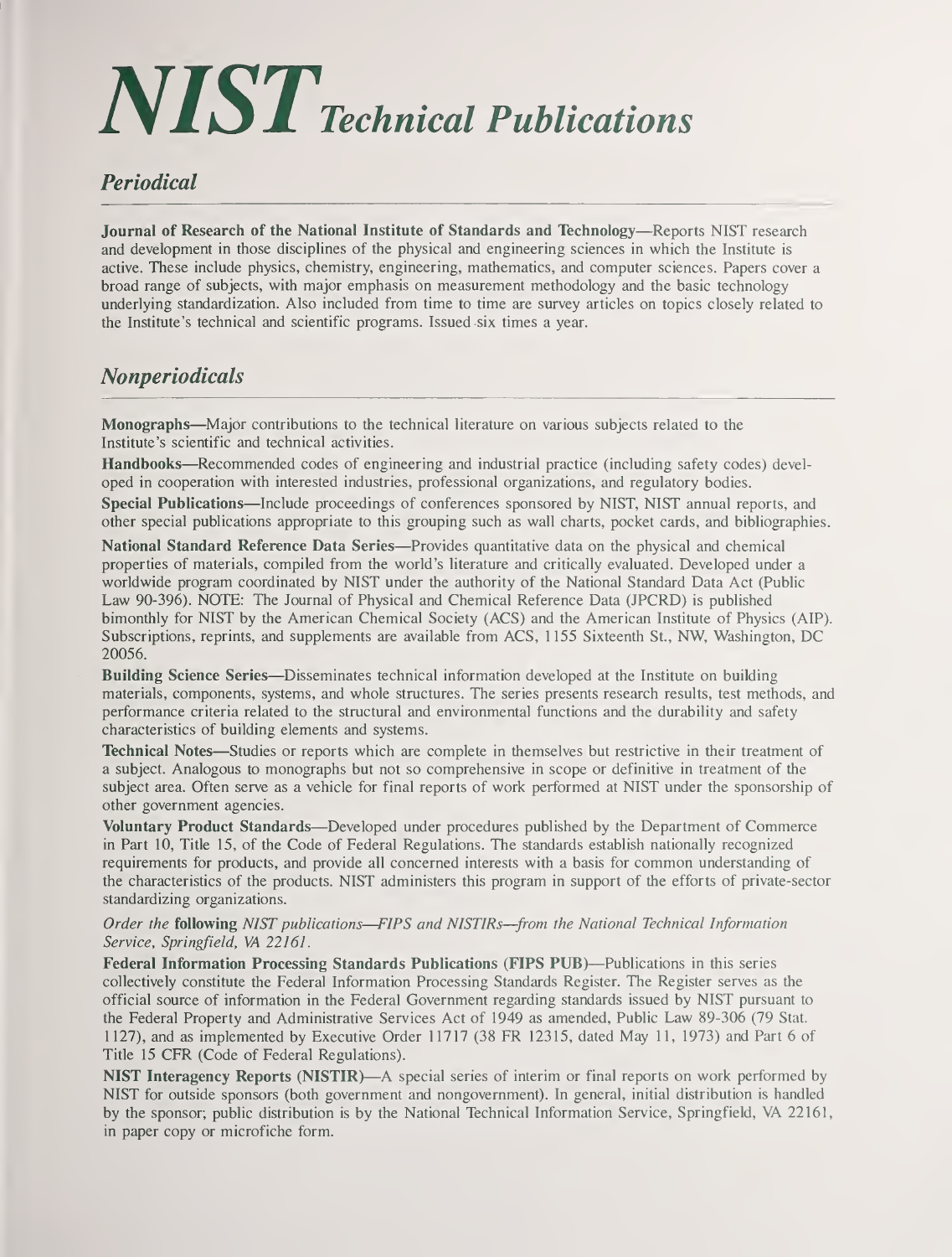# *NIST Technical Publications*

## *Periodical*

**Journal of Research of the National Institute of Standards and Technology**—Reports NIST research and development in those disciplines of the physical and engineering sciences in which the Institute is active. These include physics, chemistry, engineering, mathematics, and computer sciences. Papers cover a broad range of subjects, with major emphasis on measurement methodology and the basic technology underlying standardization. Also included from time to time are survey articles on topics closely related to the Institute's technical and scientific programs. Issued six times a year.

## *Nonperiodicals*

**Monographs**—Major contributions to the technical literature on various subjects related to the Institute's scientific and technical activities.

**Handbooks**—Recommended codes of engineering and industrial practice (including safety codes) developed in cooperation with interested industries, professional organizations, and regulatory bodies.

**Special Publications**—Include proceedings of conferences sponsored by NIST, NIST annual reports, and other special publications appropriate to this grouping such as wall charts, pocket cards, and bibliographies.

**National Standard Reference Data Series**—Provides quantitative data on the physical and chemical properties of materials, compiled from the world's literature and critically evaluated. Developed under a worldwide program coordinated by NIST under the authority of the National Standard Data Act (Public Law 90-396). NOTE: The Journal of Physical and Chemical Reference Data (JPCRD) is published bimonthly for NIST by the American Chemical Society (ACS) and the American Institute of Physics (AIP). Subscriptions, reprints, and supplements are available from ACS, 1155 Sixteenth St., NW, Washington, DC 20056.

**Building Science Series**—Disseminates technical information developed at the Institute on building materials, components, systems, and whole structures. The series presents research results, test methods, and performance criteria related to the structural and environmental functions and the durability and safety characteristics of building elements and systems.

**Technical Notes**—Studies or reports which are complete in themselves but restrictive in their treatment of a subject. Analogous to monographs but not so comprehensive in scope or definitive in treatment of the subject area. Often serve as a vehicle for final reports of work performed at NIST under the sponsorship of other government agencies.

**Voluntary Product Standards**—Developed under procedures published by the Department of Commerce in Part 10, Title 15, of the Code of Federal Regulations. The standards establish nationally recognized requirements for products, and provide all concerned interests with a basis for common understanding of the characteristics of the products. NIST administers this program in support of the efforts of private-sector standardizing organizations.

*Order the* **following** *NIST publications—FIPS and NISTIRs—from the National Technical Information Service, Springfield, VA 22161.*

**Federal Information Processing Standards Publications (FIPS PUB)**—Publications in this series collectively constitute the Federal Information Processing Standards Register. The Register serves as the official source of information in the Federal Government regarding standards issued by NIST pursuant to the Federal Property and Administrative Services Act of 1949 as amended, Public Law 89-306 (79 Stat. 1127), and as implemented by Executive Order 11717 (38 FR 12315, dated May 11, 1973) and Part 6 of Title 15 CFR (Code of Federal Regulations).

**NIST Interagency Reports (NISTIR)**—A special series of interim or final reports on work performed by NIST for outside sponsors (both government and nongovernment). In general, initial distribution is handled by the sponsor; public distribution is by the National Technical Information Service, Springfield, VA 22161, in paper copy or microfiche form.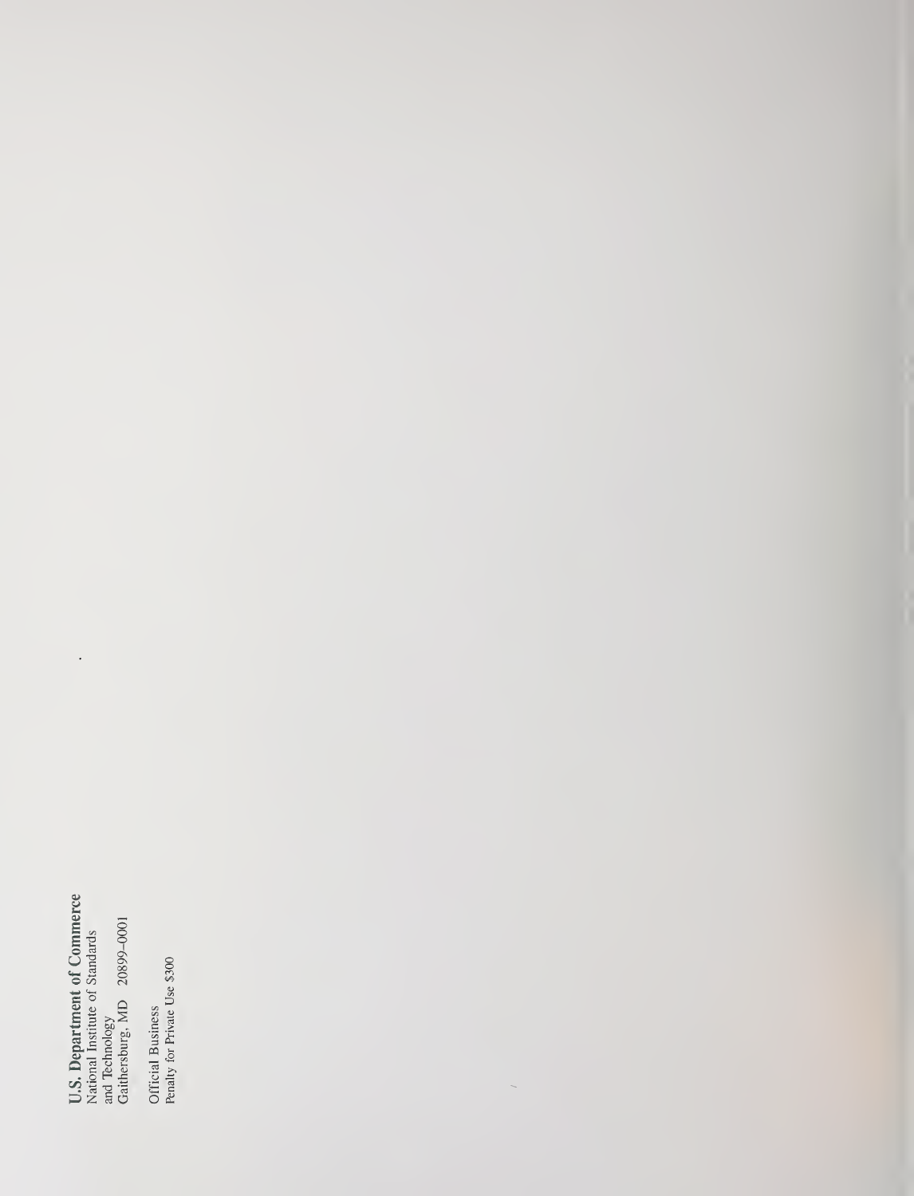**U.S. Department of Commerce**
National Institute of Standards
and Technology
Gaithersburg, MD 20899–0001

Official Business
Penalty for Private Use $300